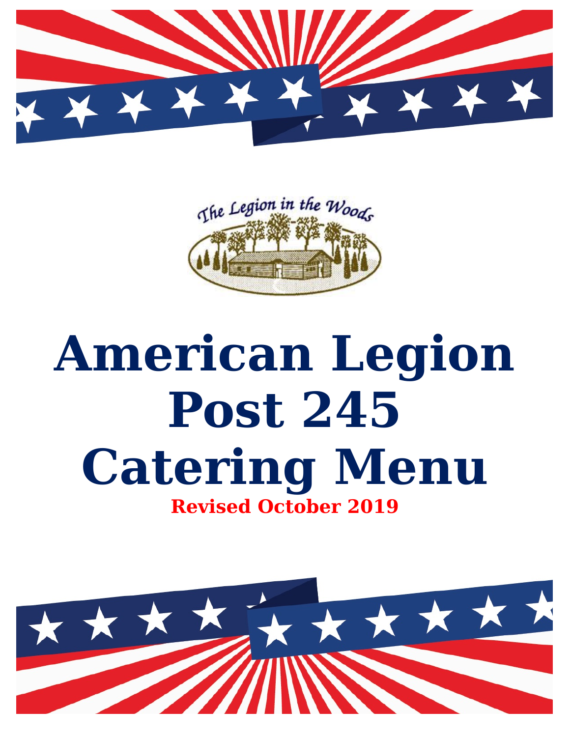The Legion in the Woods

# American Legion Post 245 Catering Menu

**Revised October 2019**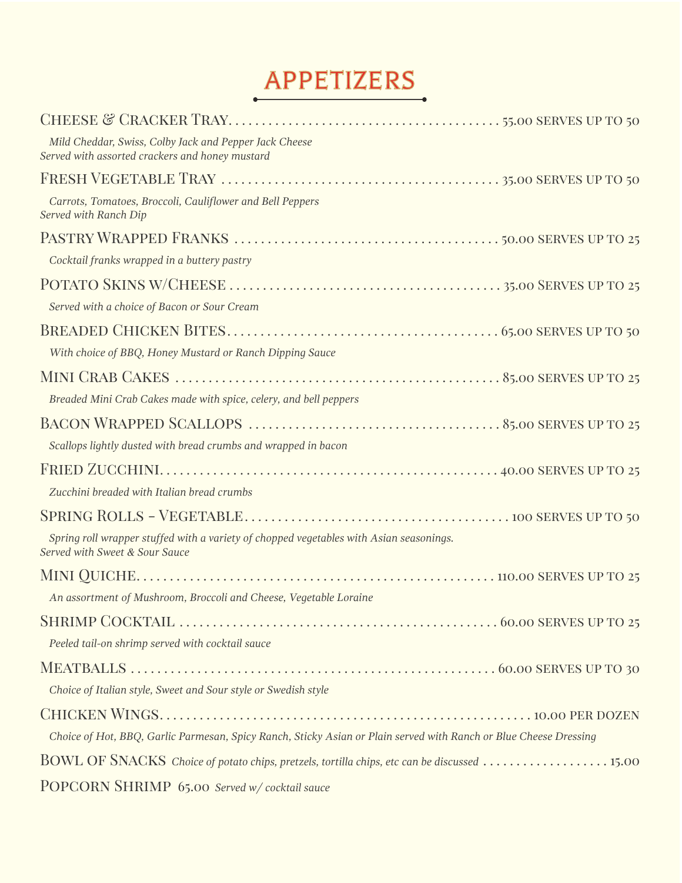# APPETIZERS

**Cheese & Cracker Tray** ........ 55.00 SERVES UP TO 50

*Mild Cheddar, Swiss, Colby Jack and Pepper Jack Cheese*
*Served with assorted crackers and honey mustard*

**Fresh Vegetable Tray** ........ 35.00 SERVES UP TO 50

*Carrots, Tomatoes, Broccoli, Cauliflower and Bell Peppers*
*Served with Ranch Dip*

**Pastry Wrapped Franks** ........ 50.00 SERVES UP TO 25

*Cocktail franks wrapped in a buttery pastry*

**Potato Skins w/Cheese** ........ 35.00 SERVES UP TO 25

*Served with a choice of Bacon or Sour Cream*

**Breaded Chicken Bites** ........ 65.00 SERVES UP TO 50

*With choice of BBQ, Honey Mustard or Ranch Dipping Sauce*

**Mini Crab Cakes** ........ 85.00 SERVES UP TO 25

*Breaded Mini Crab Cakes made with spice, celery, and bell peppers*

**Bacon Wrapped Scallops** ........ 85.00 SERVES UP TO 25

*Scallops lightly dusted with bread crumbs and wrapped in bacon*

**Fried Zucchini** ........ 40.00 SERVES UP TO 25

*Zucchini breaded with Italian bread crumbs*

**Spring Rolls - Vegetable** ........ 100 SERVES UP TO 50

*Spring roll wrapper stuffed with a variety of chopped vegetables with Asian seasonings.*
*Served with Sweet & Sour Sauce*

**Mini Quiche** ........ 110.00 SERVES UP TO 25

*An assortment of Mushroom, Broccoli and Cheese, Vegetable Loraine*

**Shrimp Cocktail** ........ 60.00 SERVES UP TO 25

*Peeled tail-on shrimp served with cocktail sauce*

**Meatballs** ........ 60.00 SERVES UP TO 30

*Choice of Italian style, Sweet and Sour style or Swedish style*

**Chicken Wings** ........ 10.00 PER DOZEN

*Choice of Hot, BBQ, Garlic Parmesan, Spicy Ranch, Sticky Asian or Plain served with Ranch or Blue Cheese Dressing*

**Bowl of Snacks** *Choice of potato chips, pretzels, tortilla chips, etc can be discussed* ........ 15.00

**Popcorn Shrimp** 65.00 *Served w/ cocktail sauce*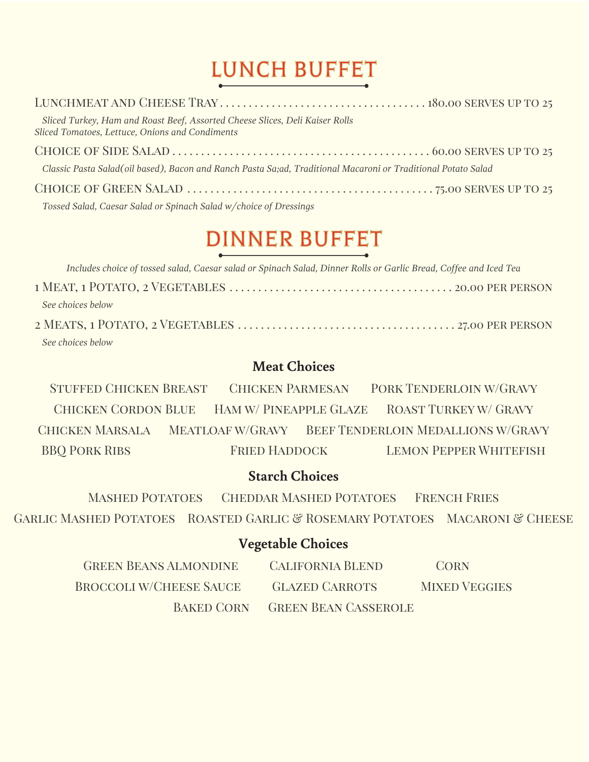# LUNCH BUFFET

**Lunchmeat and Cheese Tray** ... 180.00 serves up to 25

*Sliced Turkey, Ham and Roast Beef, Assorted Cheese Slices, Deli Kaiser Rolls*
*Sliced Tomatoes, Lettuce, Onions and Condiments*

**Choice of Side Salad** ... 60.00 serves up to 25

*Classic Pasta Salad(oil based), Bacon and Ranch Pasta Sa;ad, Traditional Macaroni or Traditional Potato Salad*

**Choice of Green Salad** ... 75.00 serves up to 25

*Tossed Salad, Caesar Salad or Spinach Salad w/choice of Dressings*

# DINNER BUFFET

*Includes choice of tossed salad, Caesar salad or Spinach Salad, Dinner Rolls or Garlic Bread, Coffee and Iced Tea*

**1 Meat, 1 Potato, 2 Vegetables** ... 20.00 per person

*See choices below*

**2 Meats, 1 Potato, 2 Vegetables** ... 27.00 per person

*See choices below*

### Meat Choices

Stuffed Chicken Breast
Chicken Parmesan
Pork Tenderloin w/Gravy
Chicken Cordon Blue
Ham w/ Pineapple Glaze
Roast Turkey w/ Gravy
Chicken Marsala
Meatloaf w/Gravy
Beef Tenderloin Medallions w/Gravy
BBQ Pork Ribs
Fried Haddock
Lemon Pepper Whitefish

### Starch Choices

Mashed Potatoes
Cheddar Mashed Potatoes
French Fries
Garlic Mashed Potatoes
Roasted Garlic & Rosemary Potatoes
Macaroni & Cheese

### Vegetable Choices

Green Beans Almondine
California Blend
Corn
Broccoli w/Cheese Sauce
Glazed Carrots
Mixed Veggies
Baked Corn
Green Bean Casserole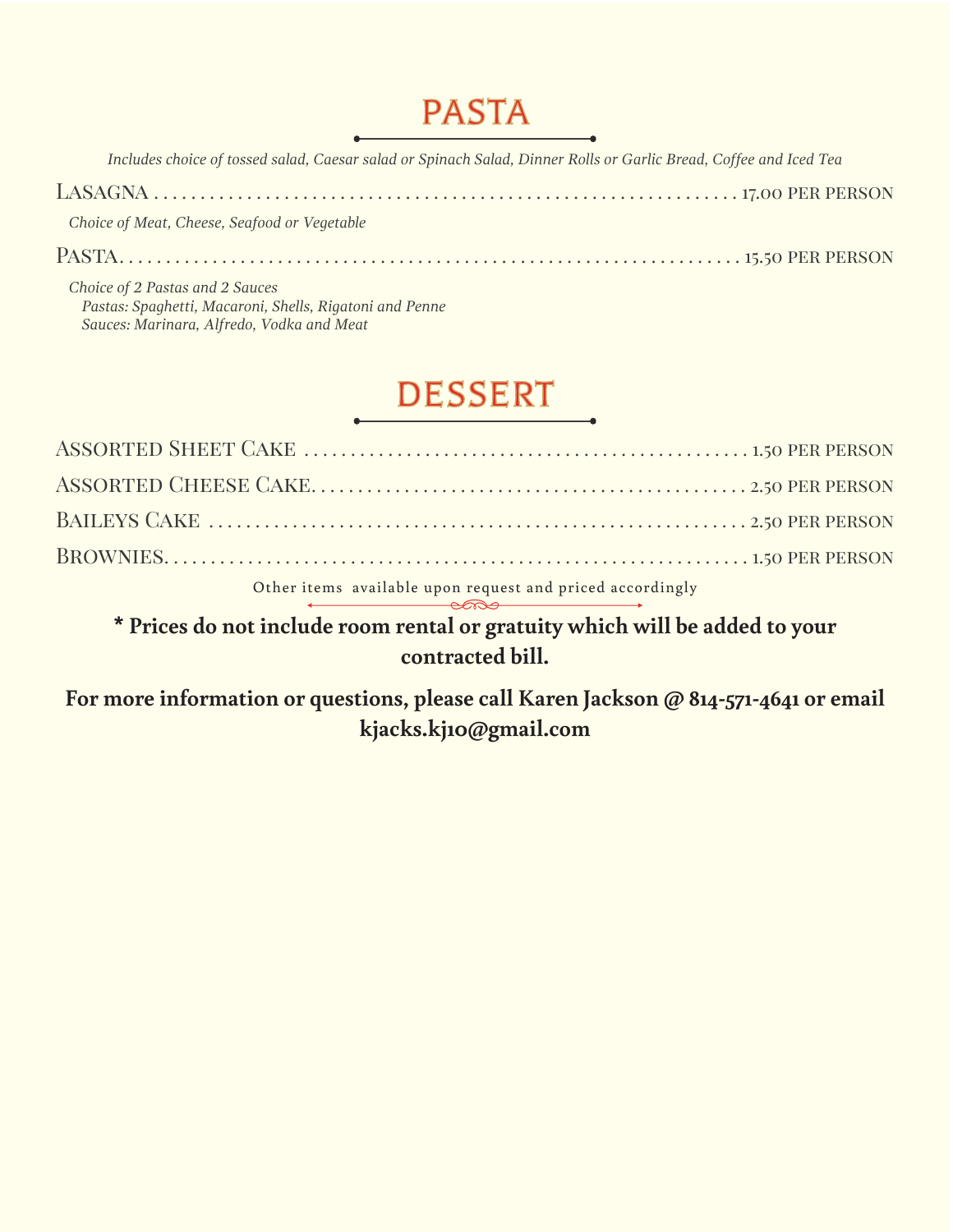# PASTA

*Includes choice of tossed salad, Caesar salad or Spinach Salad, Dinner Rolls or Garlic Bread, Coffee and Iced Tea*

Lasagna ............ 17.00 per person

*Choice of Meat, Cheese, Seafood or Vegetable*

Pasta............ 15.50 per person

*Choice of 2 Pastas and 2 Sauces*
*Pastas: Spaghetti, Macaroni, Shells, Rigatoni and Penne*
*Sauces: Marinara, Alfredo, Vodka and Meat*

# DESSERT

Assorted Sheet Cake ............ 1.50 per person

Assorted Cheese Cake............ 2.50 per person

Baileys Cake ............ 2.50 per person

Brownies............ 1.50 per person

Other items available upon request and priced accordingly

**\* Prices do not include room rental or gratuity which will be added to your contracted bill.**

**For more information or questions, please call Karen Jackson @ 814-571-4641 or email kjacks.kj10@gmail.com**